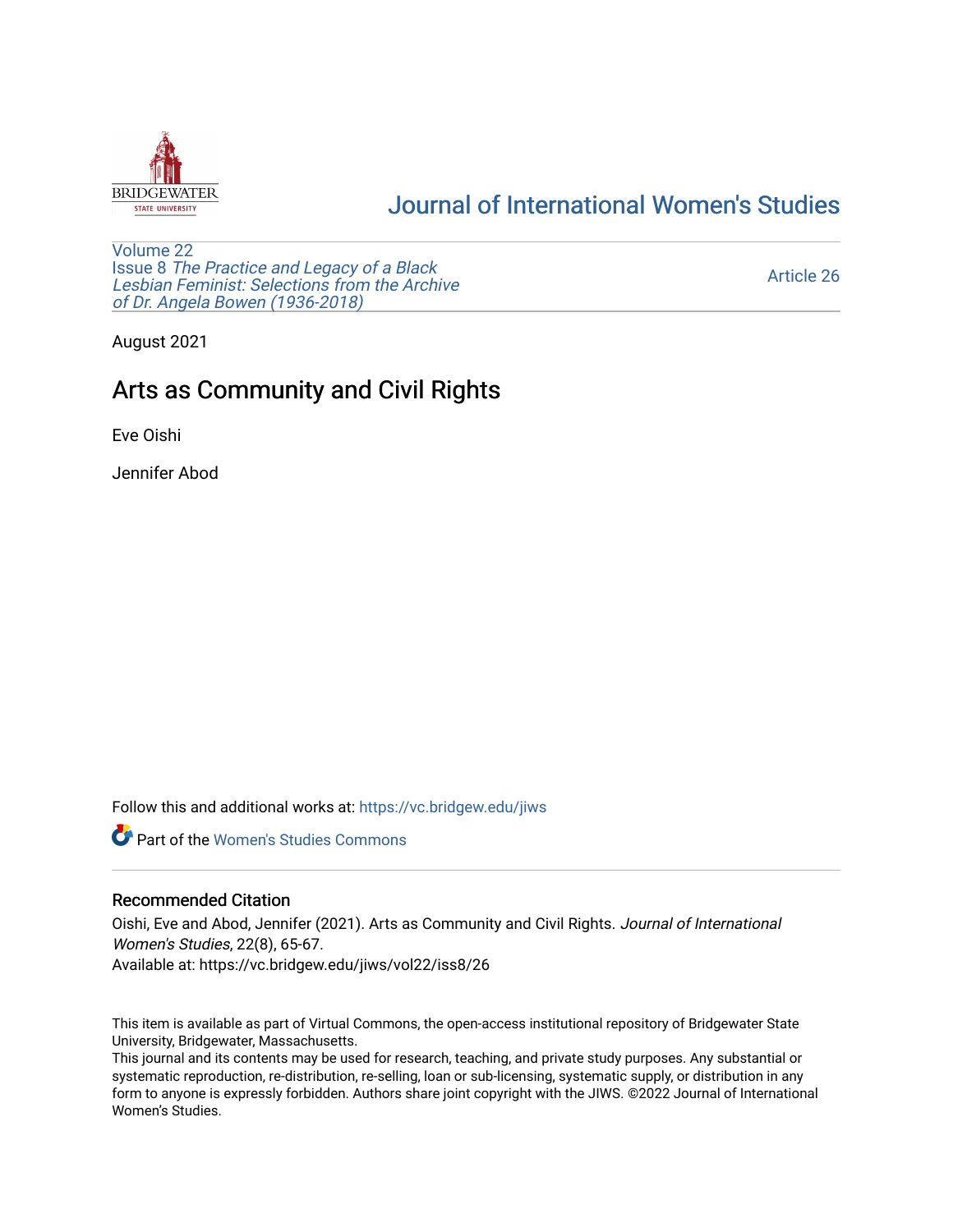# Journal of International Women's Studies

Volume 22
Issue 8 *The Practice and Legacy of a Black Lesbian Feminist: Selections from the Archive of Dr. Angela Bowen (1936-2018)*

Article 26

August 2021

## Arts as Community and Civil Rights

Eve Oishi

Jennifer Abod

Follow this and additional works at: https://vc.bridgew.edu/jiws

Part of the Women's Studies Commons

### Recommended Citation

Oishi, Eve and Abod, Jennifer (2021). Arts as Community and Civil Rights. *Journal of International Women's Studies*, 22(8), 65-67.
Available at: https://vc.bridgew.edu/jiws/vol22/iss8/26

This item is available as part of Virtual Commons, the open-access institutional repository of Bridgewater State University, Bridgewater, Massachusetts.
This journal and its contents may be used for research, teaching, and private study purposes. Any substantial or systematic reproduction, re-distribution, re-selling, loan or sub-licensing, systematic supply, or distribution in any form to anyone is expressly forbidden. Authors share joint copyright with the JIWS. ©2022 Journal of International Women's Studies.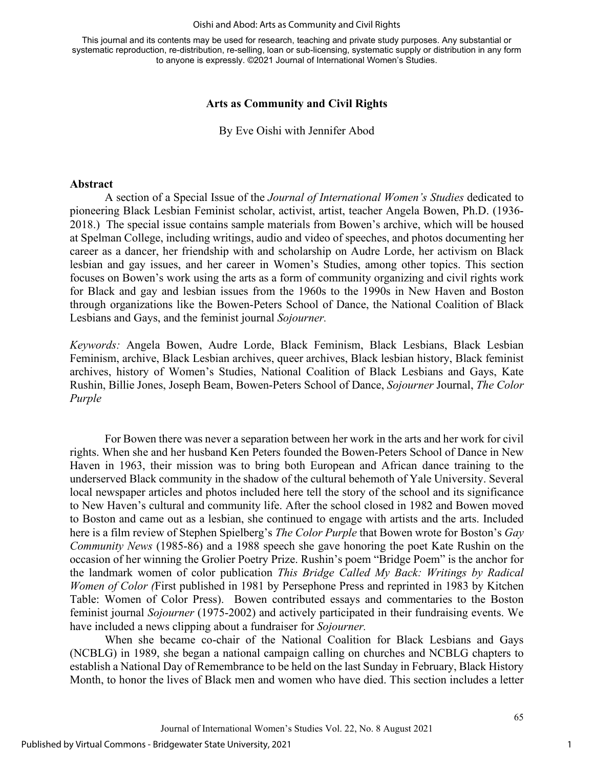This journal and its contents may be used for research, teaching and private study purposes. Any substantial or systematic reproduction, re-distribution, re-selling, loan or sub-licensing, systematic supply or distribution in any form to anyone is expressly. ©2021 Journal of International Women's Studies.

# Arts as Community and Civil Rights

By Eve Oishi with Jennifer Abod

## Abstract

A section of a Special Issue of the *Journal of International Women's Studies* dedicated to pioneering Black Lesbian Feminist scholar, activist, artist, teacher Angela Bowen, Ph.D. (1936-2018.) The special issue contains sample materials from Bowen's archive, which will be housed at Spelman College, including writings, audio and video of speeches, and photos documenting her career as a dancer, her friendship with and scholarship on Audre Lorde, her activism on Black lesbian and gay issues, and her career in Women's Studies, among other topics. This section focuses on Bowen's work using the arts as a form of community organizing and civil rights work for Black and gay and lesbian issues from the 1960s to the 1990s in New Haven and Boston through organizations like the Bowen-Peters School of Dance, the National Coalition of Black Lesbians and Gays, and the feminist journal *Sojourner.*

*Keywords:* Angela Bowen, Audre Lorde, Black Feminism, Black Lesbians, Black Lesbian Feminism, archive, Black Lesbian archives, queer archives, Black lesbian history, Black feminist archives, history of Women's Studies, National Coalition of Black Lesbians and Gays, Kate Rushin, Billie Jones, Joseph Beam, Bowen-Peters School of Dance, *Sojourner* Journal, *The Color Purple*

For Bowen there was never a separation between her work in the arts and her work for civil rights. When she and her husband Ken Peters founded the Bowen-Peters School of Dance in New Haven in 1963, their mission was to bring both European and African dance training to the underserved Black community in the shadow of the cultural behemoth of Yale University. Several local newspaper articles and photos included here tell the story of the school and its significance to New Haven's cultural and community life. After the school closed in 1982 and Bowen moved to Boston and came out as a lesbian, she continued to engage with artists and the arts. Included here is a film review of Stephen Spielberg's *The Color Purple* that Bowen wrote for Boston's *Gay Community News* (1985-86) and a 1988 speech she gave honoring the poet Kate Rushin on the occasion of her winning the Grolier Poetry Prize. Rushin's poem "Bridge Poem" is the anchor for the landmark women of color publication *This Bridge Called My Back: Writings by Radical Women of Color (*First published in 1981 by Persephone Press and reprinted in 1983 by Kitchen Table: Women of Color Press). Bowen contributed essays and commentaries to the Boston feminist journal *Sojourner* (1975-2002) and actively participated in their fundraising events. We have included a news clipping about a fundraiser for *Sojourner.*

When she became co-chair of the National Coalition for Black Lesbians and Gays (NCBLG) in 1989, she began a national campaign calling on churches and NCBLG chapters to establish a National Day of Remembrance to be held on the last Sunday in February, Black History Month, to honor the lives of Black men and women who have died. This section includes a letter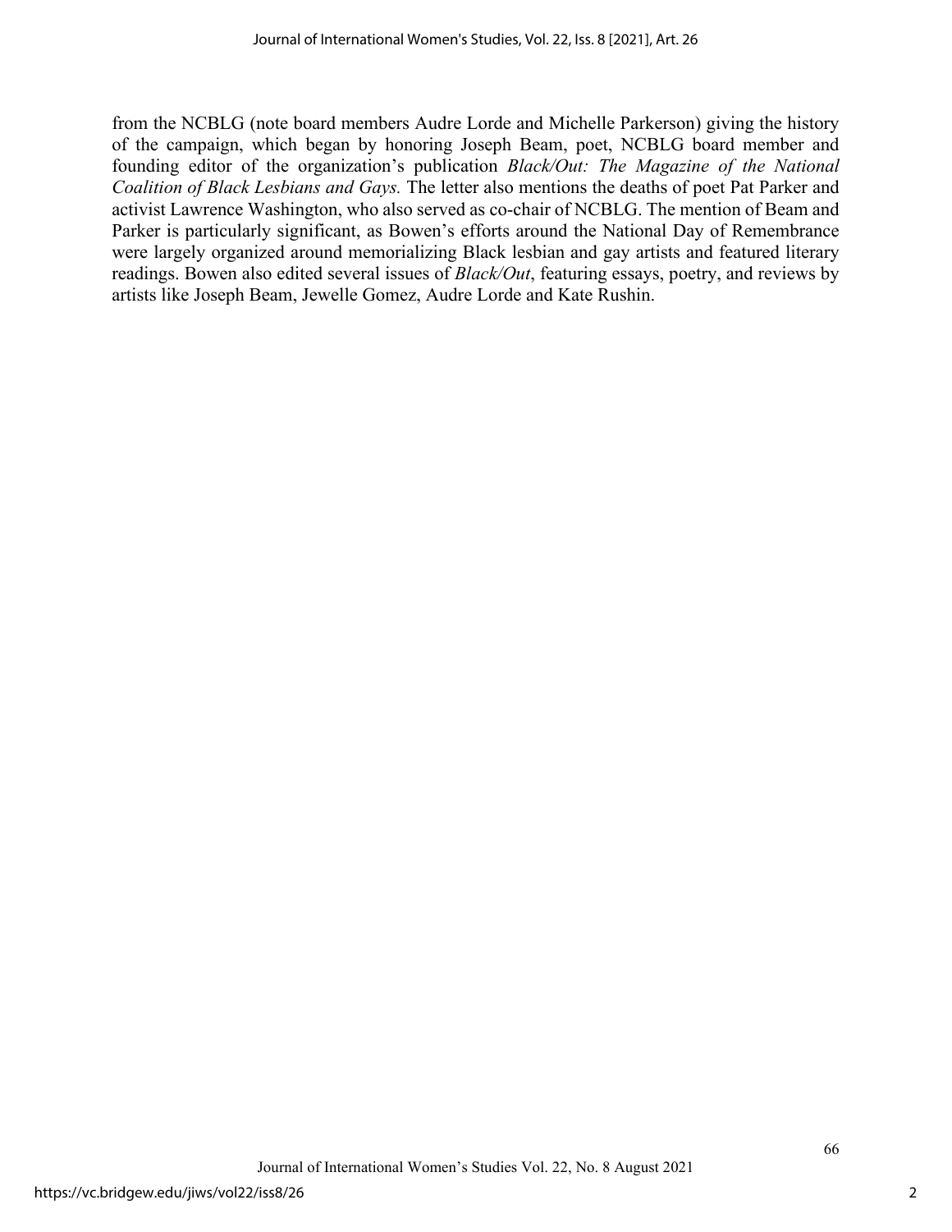from the NCBLG (note board members Audre Lorde and Michelle Parkerson) giving the history of the campaign, which began by honoring Joseph Beam, poet, NCBLG board member and founding editor of the organization's publication *Black/Out: The Magazine of the National Coalition of Black Lesbians and Gays.* The letter also mentions the deaths of poet Pat Parker and activist Lawrence Washington, who also served as co-chair of NCBLG. The mention of Beam and Parker is particularly significant, as Bowen's efforts around the National Day of Remembrance were largely organized around memorializing Black lesbian and gay artists and featured literary readings. Bowen also edited several issues of *Black/Out*, featuring essays, poetry, and reviews by artists like Joseph Beam, Jewelle Gomez, Audre Lorde and Kate Rushin.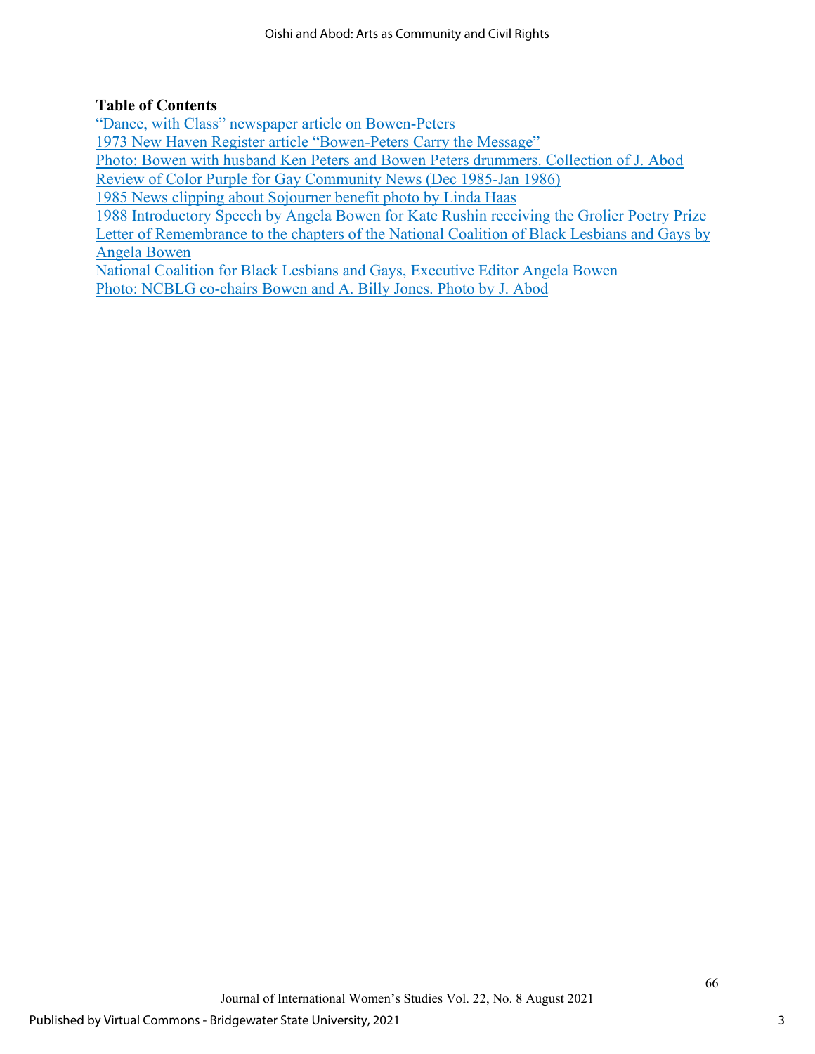**Table of Contents**

“Dance, with Class” newspaper article on Bowen-Peters
1973 New Haven Register article “Bowen-Peters Carry the Message”
Photo: Bowen with husband Ken Peters and Bowen Peters drummers. Collection of J. Abod
Review of Color Purple for Gay Community News (Dec 1985-Jan 1986)
1985 News clipping about Sojourner benefit photo by Linda Haas
1988 Introductory Speech by Angela Bowen for Kate Rushin receiving the Grolier Poetry Prize
Letter of Remembrance to the chapters of the National Coalition of Black Lesbians and Gays by Angela Bowen
National Coalition for Black Lesbians and Gays, Executive Editor Angela Bowen
Photo: NCBLG co-chairs Bowen and A. Billy Jones. Photo by J. Abod